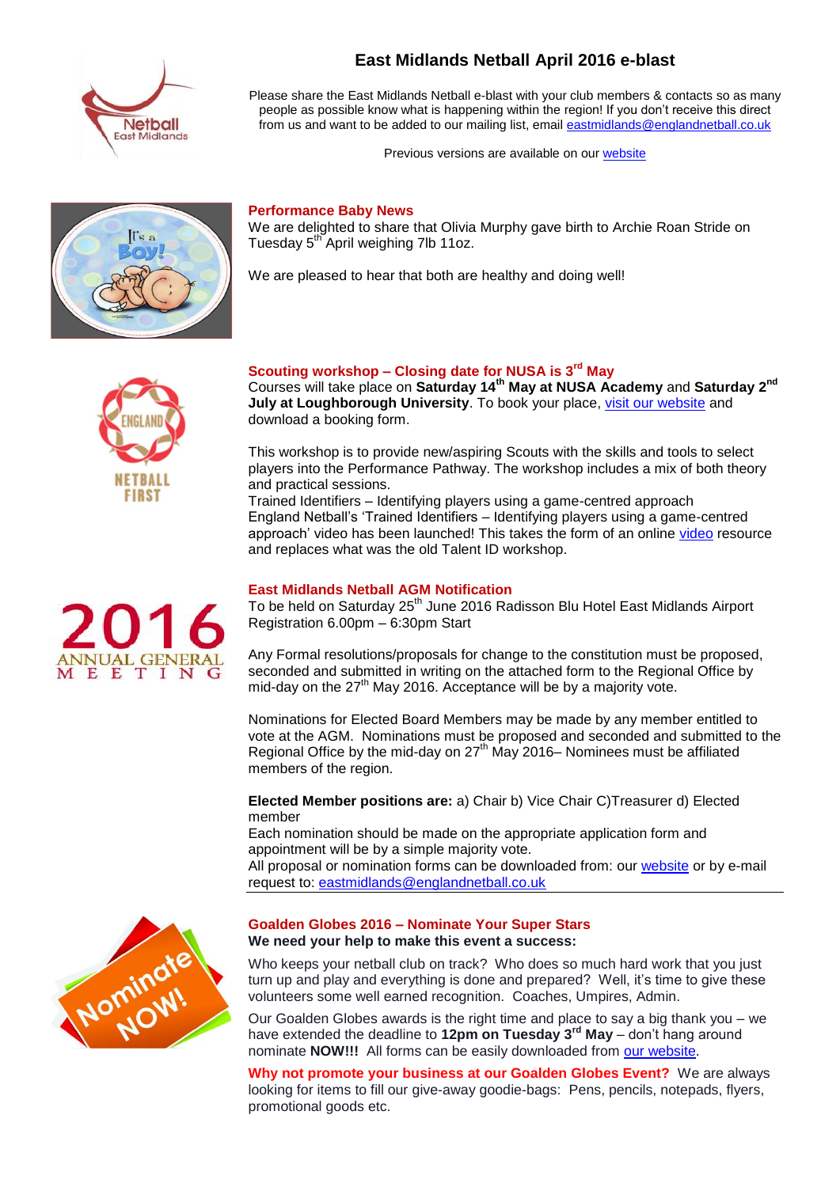# East Midlands Netball April 2016 e-blast

Please share the East Midlands Netball e-blast with your club members & contacts so as many people as possible know what is happening within the region! If you don't receive this direct from us and want to be added to our mailing list, email eastmidlands@englandnetball.co.uk

Previous versions are available on our website

## Performance Baby News

We are delighted to share that Olivia Murphy gave birth to Archie Roan Stride on Tuesday 5th April weighing 7lb 11oz.

We are pleased to hear that both are healthy and doing well!

## Scouting workshop – Closing date for NUSA is 3rd May

Courses will take place on **Saturday 14th May at NUSA Academy** and **Saturday 2nd July at Loughborough University**. To book your place, visit our website and download a booking form.

This workshop is to provide new/aspiring Scouts with the skills and tools to select players into the Performance Pathway. The workshop includes a mix of both theory and practical sessions.

Trained Identifiers – Identifying players using a game-centred approach

England Netball's 'Trained Identifiers – Identifying players using a game-centred approach' video has been launched! This takes the form of an online video resource and replaces what was the old Talent ID workshop.

## East Midlands Netball AGM Notification

To be held on Saturday 25th June 2016 Radisson Blu Hotel East Midlands Airport Registration 6.00pm – 6:30pm Start

Any Formal resolutions/proposals for change to the constitution must be proposed, seconded and submitted in writing on the attached form to the Regional Office by mid-day on the 27th May 2016. Acceptance will be by a majority vote.

Nominations for Elected Board Members may be made by any member entitled to vote at the AGM. Nominations must be proposed and seconded and submitted to the Regional Office by the mid-day on 27th May 2016– Nominees must be affiliated members of the region.

**Elected Member positions are:** a) Chair b) Vice Chair C)Treasurer d) Elected member

Each nomination should be made on the appropriate application form and appointment will be by a simple majority vote.

All proposal or nomination forms can be downloaded from: our website or by e-mail request to: eastmidlands@englandnetball.co.uk

---

## Goalden Globes 2016 – Nominate Your Super Stars

**We need your help to make this event a success:**

Who keeps your netball club on track? Who does so much hard work that you just turn up and play and everything is done and prepared? Well, it's time to give these volunteers some well earned recognition. Coaches, Umpires, Admin.

Our Goalden Globes awards is the right time and place to say a big thank you – we have extended the deadline to **12pm on Tuesday 3rd May** – don't hang around nominate **NOW!!!** All forms can be easily downloaded from our website.

**Why not promote your business at our Goalden Globes Event?** We are always looking for items to fill our give-away goodie-bags: Pens, pencils, notepads, flyers, promotional goods etc.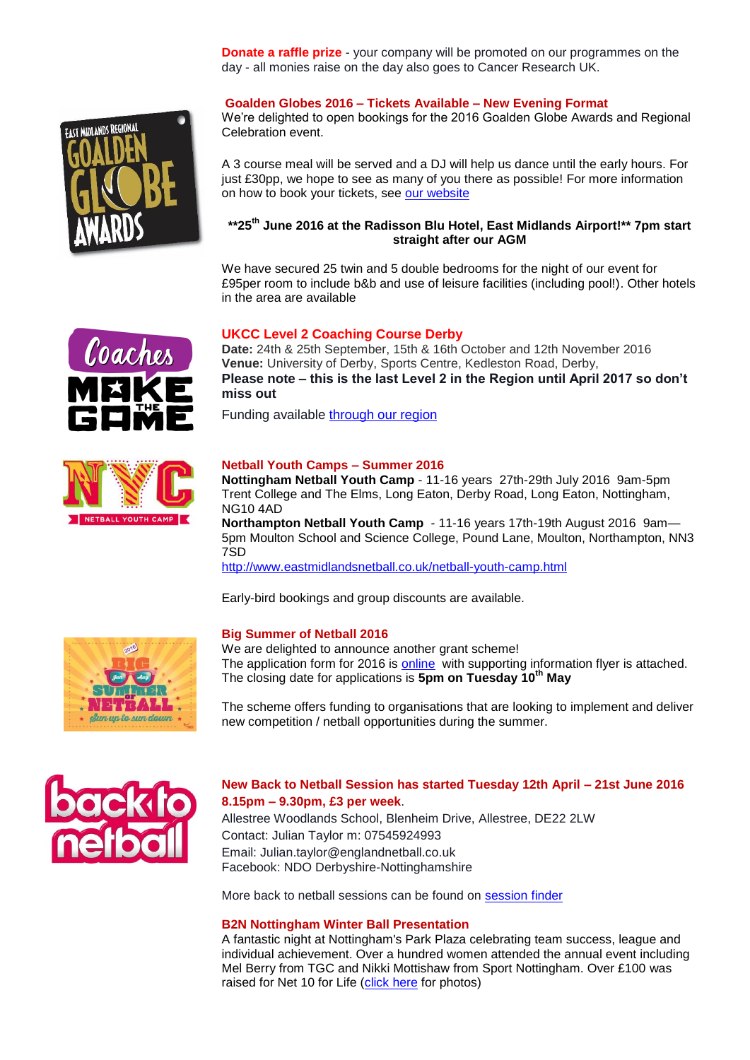**Donate a raffle prize** - your company will be promoted on our programmes on the day - all monies raise on the day also goes to Cancer Research UK.

### Goalden Globes 2016 – Tickets Available – New Evening Format

We're delighted to open bookings for the 2016 Goalden Globe Awards and Regional Celebration event.

A 3 course meal will be served and a DJ will help us dance until the early hours. For just £30pp, we hope to see as many of you there as possible! For more information on how to book your tickets, see our website

**\*\*25th June 2016 at the Radisson Blu Hotel, East Midlands Airport!\*\* 7pm start straight after our AGM**

We have secured 25 twin and 5 double bedrooms for the night of our event for £95per room to include b&b and use of leisure facilities (including pool!). Other hotels in the area are available

### UKCC Level 2 Coaching Course Derby

**Date:** 24th & 25th September, 15th & 16th October and 12th November 2016
**Venue:** University of Derby, Sports Centre, Kedleston Road, Derby,
**Please note – this is the last Level 2 in the Region until April 2017 so don't miss out**

Funding available through our region

### Netball Youth Camps – Summer 2016

**Nottingham Netball Youth Camp** - 11-16 years 27th-29th July 2016 9am-5pm Trent College and The Elms, Long Eaton, Derby Road, Long Eaton, Nottingham, NG10 4AD
**Northampton Netball Youth Camp** - 11-16 years 17th-19th August 2016 9am—5pm Moulton School and Science College, Pound Lane, Moulton, Northampton, NN3 7SD
http://www.eastmidlandsnetball.co.uk/netball-youth-camp.html

Early-bird bookings and group discounts are available.

### Big Summer of Netball 2016

We are delighted to announce another grant scheme!
The application form for 2016 is online with supporting information flyer is attached. The closing date for applications is **5pm on Tuesday 10th May**

The scheme offers funding to organisations that are looking to implement and deliver new competition / netball opportunities during the summer.

### New Back to Netball Session has started Tuesday 12th April – 21st June 2016 8.15pm – 9.30pm, £3 per week.

Allestree Woodlands School, Blenheim Drive, Allestree, DE22 2LW
Contact: Julian Taylor m: 07545924993
Email: Julian.taylor@englandnetball.co.uk
Facebook: NDO Derbyshire-Nottinghamshire

More back to netball sessions can be found on session finder

### B2N Nottingham Winter Ball Presentation

A fantastic night at Nottingham's Park Plaza celebrating team success, league and individual achievement. Over a hundred women attended the annual event including Mel Berry from TGC and Nikki Mottishaw from Sport Nottingham. Over £100 was raised for Net 10 for Life (click here for photos)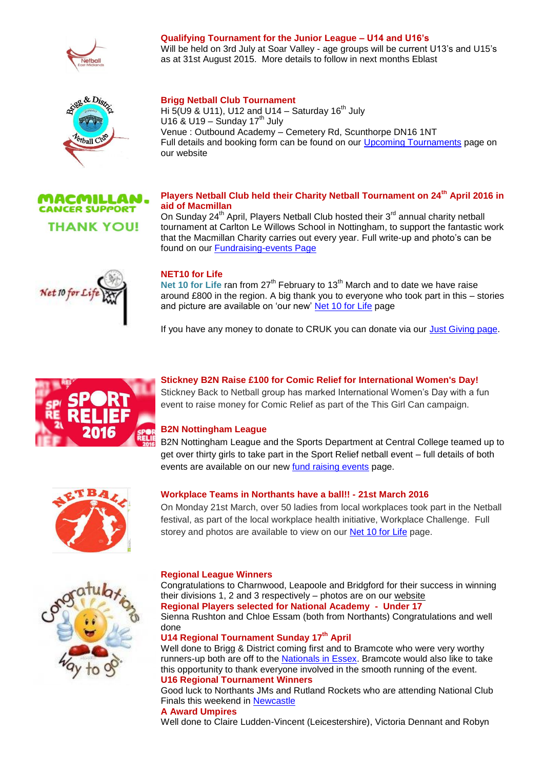**Qualifying Tournament for the Junior League – U14 and U16's**

Will be held on 3rd July at Soar Valley - age groups will be current U13's and U15's as at 31st August 2015. More details to follow in next months Eblast

**Brigg Netball Club Tournament**

Hi 5(U9 & U11), U12 and U14 – Saturday 16th July
U16 & U19 – Sunday 17th July
Venue : Outbound Academy – Cemetery Rd, Scunthorpe DN16 1NT
Full details and booking form can be found on our Upcoming Tournaments page on our website

**Players Netball Club held their Charity Netball Tournament on 24th April 2016 in aid of Macmillan**

On Sunday 24th April, Players Netball Club hosted their 3rd annual charity netball tournament at Carlton Le Willows School in Nottingham, to support the fantastic work that the Macmillan Charity carries out every year. Full write-up and photo's can be found on our Fundraising-events Page

**NET10 for Life**

Net 10 for Life ran from 27th February to 13th March and to date we have raise around £800 in the region. A big thank you to everyone who took part in this – stories and picture are available on 'our new' Net 10 for Life page

If you have any money to donate to CRUK you can donate via our Just Giving page.

**Stickney B2N Raise £100 for Comic Relief for International Women's Day!**

Stickney Back to Netball group has marked International Women's Day with a fun event to raise money for Comic Relief as part of the This Girl Can campaign.

**B2N Nottingham League**

B2N Nottingham League and the Sports Department at Central College teamed up to get over thirty girls to take part in the Sport Relief netball event – full details of both events are available on our new fund raising events page.

**Workplace Teams in Northants have a ball!! - 21st March 2016**

On Monday 21st March, over 50 ladies from local workplaces took part in the Netball festival, as part of the local workplace health initiative, Workplace Challenge. Full storey and photos are available to view on our Net 10 for Life page.

**Regional League Winners**

Congratulations to Charnwood, Leapoole and Bridgford for their success in winning their divisions 1, 2 and 3 respectively – photos are on our website

**Regional Players selected for National Academy - Under 17**

Sienna Rushton and Chloe Essam (both from Northants) Congratulations and well done

**U14 Regional Tournament Sunday 17th April**

Well done to Brigg & District coming first and to Bramcote who were very worthy runners-up both are off to the Nationals in Essex. Bramcote would also like to take this opportunity to thank everyone involved in the smooth running of the event.

**U16 Regional Tournament Winners**

Good luck to Northants JMs and Rutland Rockets who are attending National Club Finals this weekend in Newcastle

**A Award Umpires**

Well done to Claire Ludden-Vincent (Leicestershire), Victoria Dennant and Robyn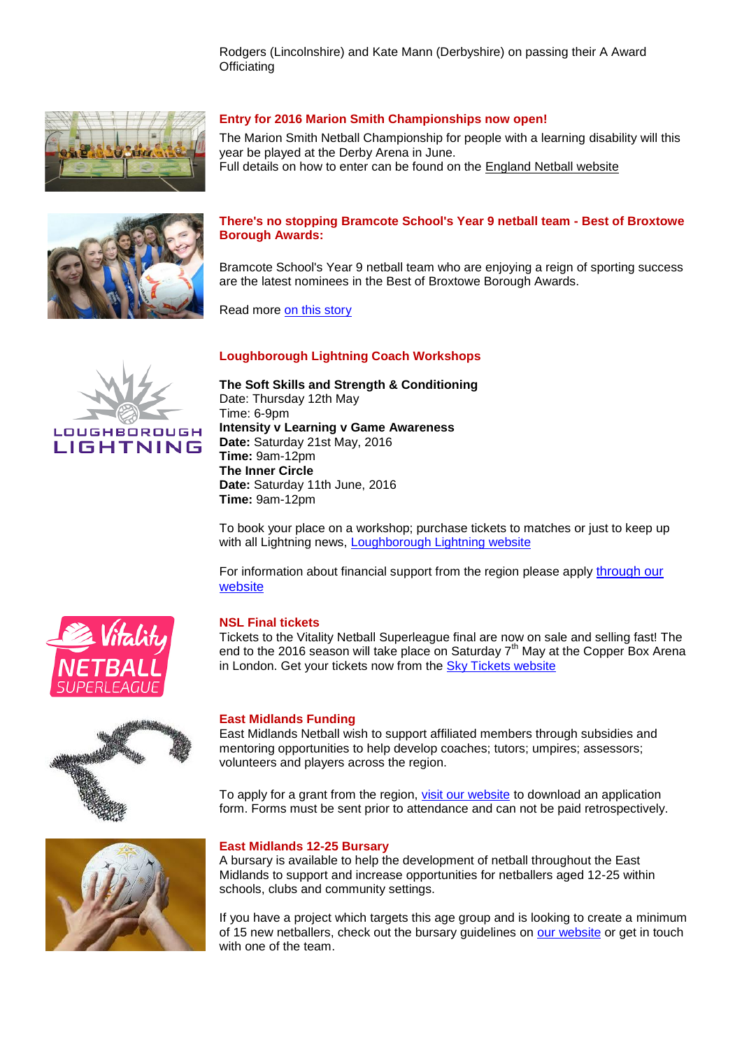Rodgers (Lincolnshire) and Kate Mann (Derbyshire) on passing their A Award Officiating

### Entry for 2016 Marion Smith Championships now open!

The Marion Smith Netball Championship for people with a learning disability will this year be played at the Derby Arena in June.
Full details on how to enter can be found on the England Netball website

### There's no stopping Bramcote School's Year 9 netball team - Best of Broxtowe Borough Awards:

Bramcote School's Year 9 netball team who are enjoying a reign of sporting success are the latest nominees in the Best of Broxtowe Borough Awards.

Read more on this story

### Loughborough Lightning Coach Workshops

**The Soft Skills and Strength & Conditioning**
Date: Thursday 12th May
Time: 6-9pm
**Intensity v Learning v Game Awareness**
**Date:** Saturday 21st May, 2016
**Time:** 9am-12pm
**The Inner Circle**
**Date:** Saturday 11th June, 2016
**Time:** 9am-12pm

To book your place on a workshop; purchase tickets to matches or just to keep up with all Lightning news, Loughborough Lightning website

For information about financial support from the region please apply through our website

### NSL Final tickets

Tickets to the Vitality Netball Superleague final are now on sale and selling fast! The end to the 2016 season will take place on Saturday 7th May at the Copper Box Arena in London. Get your tickets now from the Sky Tickets website

### East Midlands Funding

East Midlands Netball wish to support affiliated members through subsidies and mentoring opportunities to help develop coaches; tutors; umpires; assessors; volunteers and players across the region.

To apply for a grant from the region, visit our website to download an application form. Forms must be sent prior to attendance and can not be paid retrospectively.

### East Midlands 12-25 Bursary

A bursary is available to help the development of netball throughout the East Midlands to support and increase opportunities for netballers aged 12-25 within schools, clubs and community settings.

If you have a project which targets this age group and is looking to create a minimum of 15 new netballers, check out the bursary guidelines on our website or get in touch with one of the team.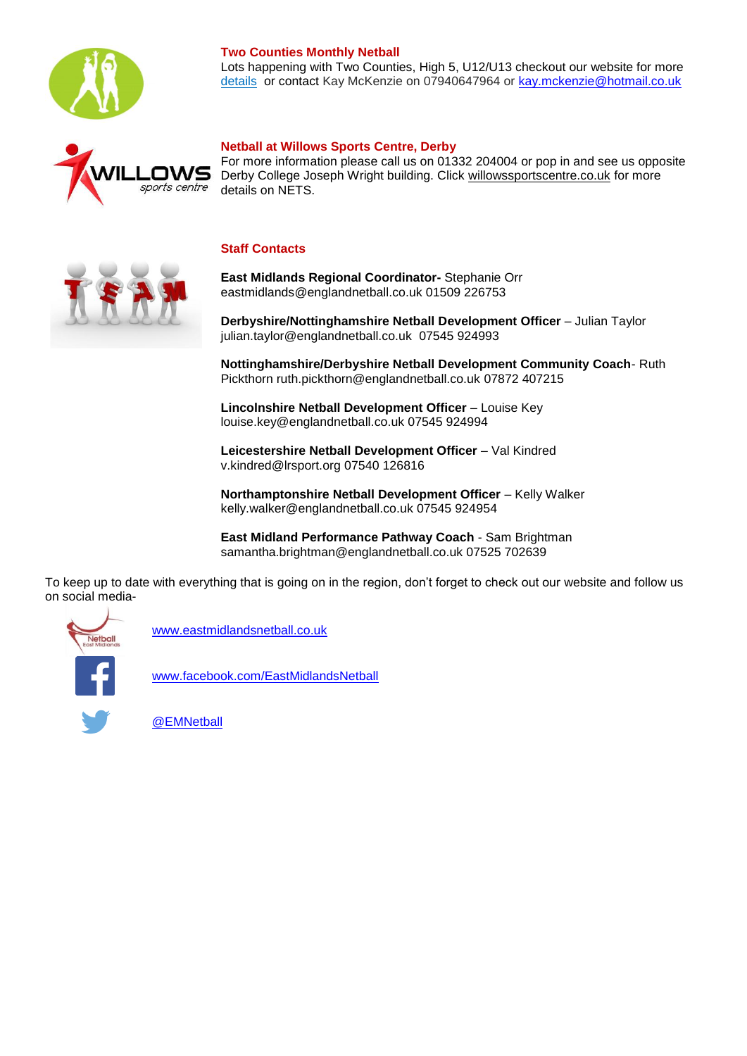### Two Counties Monthly Netball

Lots happening with Two Counties, High 5, U12/U13 checkout our website for more details or contact Kay McKenzie on 07940647964 or kay.mckenzie@hotmail.co.uk

### Netball at Willows Sports Centre, Derby

For more information please call us on 01332 204004 or pop in and see us opposite Derby College Joseph Wright building. Click willowssportscentre.co.uk for more details on NETS.

### Staff Contacts

**East Midlands Regional Coordinator-** Stephanie Orr
eastmidlands@englandnetball.co.uk 01509 226753

**Derbyshire/Nottinghamshire Netball Development Officer** – Julian Taylor
julian.taylor@englandnetball.co.uk 07545 924993

**Nottinghamshire/Derbyshire Netball Development Community Coach**- Ruth Pickthorn ruth.pickthorn@englandnetball.co.uk 07872 407215

**Lincolnshire Netball Development Officer** – Louise Key
louise.key@englandnetball.co.uk 07545 924994

**Leicestershire Netball Development Officer** – Val Kindred
v.kindred@lrsport.org 07540 126816

**Northamptonshire Netball Development Officer** – Kelly Walker
kelly.walker@englandnetball.co.uk 07545 924954

**East Midland Performance Pathway Coach** - Sam Brightman
samantha.brightman@englandnetball.co.uk 07525 702639

To keep up to date with everything that is going on in the region, don't forget to check out our website and follow us on social media-

www.eastmidlandsnetball.co.uk

www.facebook.com/EastMidlandsNetball

@EMNetball